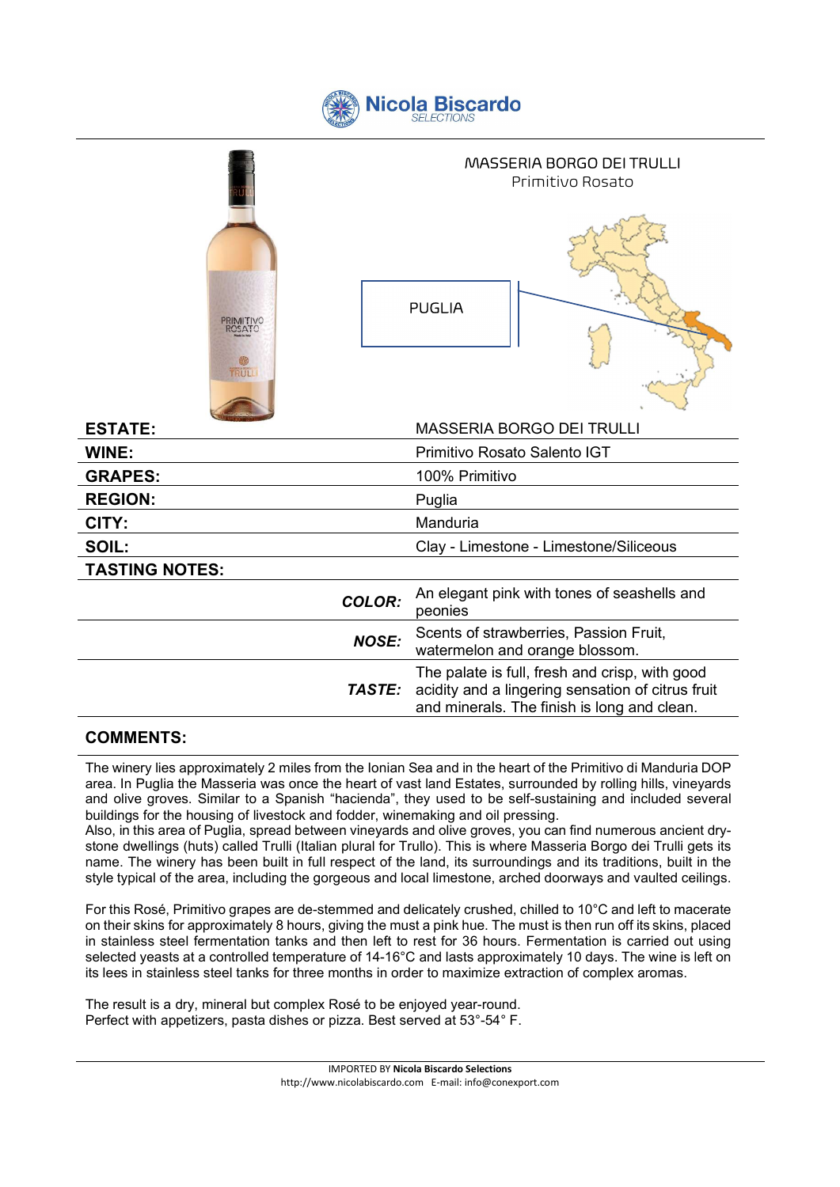**Nicola Biscardo** *SELECTIONS*

## MASSERIA BORGO DEI TRULLI

Primitivo Rosato

PUGLIA

| | |
|---|---|
| **ESTATE:** | MASSERIA BORGO DEI TRULLI |
| **WINE:** | Primitivo Rosato Salento IGT |
| **GRAPES:** | 100% Primitivo |
| **REGION:** | Puglia |
| **CITY:** | Manduria |
| **SOIL:** | Clay - Limestone - Limestone/Siliceous |

**TASTING NOTES:**

| | |
|---|---|
| ***COLOR:*** | An elegant pink with tones of seashells and peonies |
| ***NOSE:*** | Scents of strawberries, Passion Fruit, watermelon and orange blossom. |
| ***TASTE:*** | The palate is full, fresh and crisp, with good acidity and a lingering sensation of citrus fruit and minerals. The finish is long and clean. |

**COMMENTS:**

The winery lies approximately 2 miles from the Ionian Sea and in the heart of the Primitivo di Manduria DOP area. In Puglia the Masseria was once the heart of vast land Estates, surrounded by rolling hills, vineyards and olive groves. Similar to a Spanish "hacienda", they used to be self-sustaining and included several buildings for the housing of livestock and fodder, winemaking and oil pressing.
Also, in this area of Puglia, spread between vineyards and olive groves, you can find numerous ancient dry-stone dwellings (huts) called Trulli (Italian plural for Trullo). This is where Masseria Borgo dei Trulli gets its name. The winery has been built in full respect of the land, its surroundings and its traditions, built in the style typical of the area, including the gorgeous and local limestone, arched doorways and vaulted ceilings.

For this Rosé, Primitivo grapes are de-stemmed and delicately crushed, chilled to 10°C and left to macerate on their skins for approximately 8 hours, giving the must a pink hue. The must is then run off its skins, placed in stainless steel fermentation tanks and then left to rest for 36 hours. Fermentation is carried out using selected yeasts at a controlled temperature of 14-16°C and lasts approximately 10 days. The wine is left on its lees in stainless steel tanks for three months in order to maximize extraction of complex aromas.

The result is a dry, mineral but complex Rosé to be enjoyed year-round.
Perfect with appetizers, pasta dishes or pizza. Best served at 53°-54° F.

IMPORTED BY **Nicola Biscardo Selections**
http://www.nicolabiscardo.com E-mail: info@conexport.com